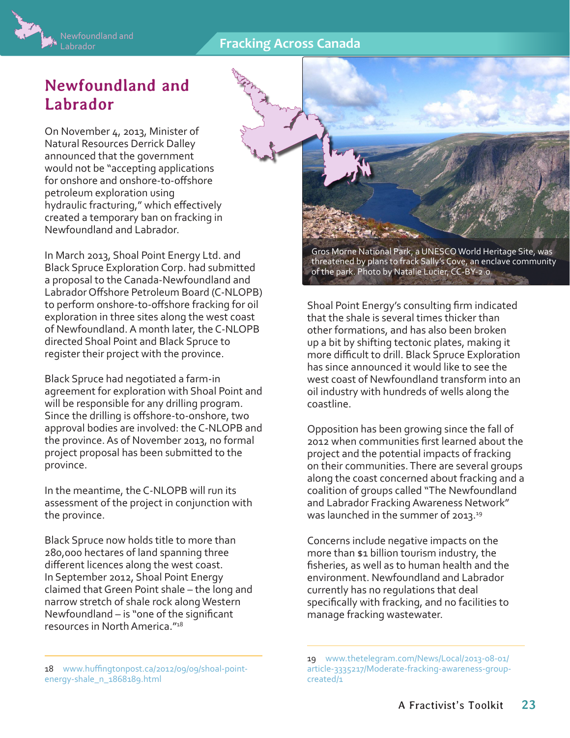# Newfoundland and Labrador

On November 4, 2013, Minister of Natural Resources Derrick Dalley announced that the government would not be "accepting applications for onshore and onshore-to-offshore petroleum exploration using hydraulic fracturing," which effectively created a temporary ban on fracking in Newfoundland and Labrador.

In March 2013, Shoal Point Energy Ltd. and Black Spruce Exploration Corp. had submitted a proposal to the Canada-Newfoundland and Labrador Offshore Petroleum Board (C-NLOPB) to perform onshore-to-offshore fracking for oil exploration in three sites along the west coast of Newfoundland. A month later, the C-NLOPB directed Shoal Point and Black Spruce to register their project with the province.

Black Spruce had negotiated a farm-in agreement for exploration with Shoal Point and will be responsible for any drilling program. Since the drilling is offshore-to-onshore, two approval bodies are involved: the C-NLOPB and the province. As of November 2013, no formal project proposal has been submitted to the province.

In the meantime, the C-NLOPB will run its assessment of the project in conjunction with the province.

Black Spruce now holds title to more than 280,000 hectares of land spanning three different licences along the west coast. In September 2012, Shoal Point Energy claimed that Green Point shale – the long and narrow stretch of shale rock along Western Newfoundland – is "one of the significant resources in North America."[18]

Gros Morne National Park, a UNESCO World Heritage Site, was threatened by plans to frack Sally's Cove, an enclave community of the park. Photo by Natalie Lucier, CC-BY-2.0

Shoal Point Energy's consulting firm indicated that the shale is several times thicker than other formations, and has also been broken up a bit by shifting tectonic plates, making it more difficult to drill. Black Spruce Exploration has since announced it would like to see the west coast of Newfoundland transform into an oil industry with hundreds of wells along the coastline.

Opposition has been growing since the fall of 2012 when communities first learned about the project and the potential impacts of fracking on their communities. There are several groups along the coast concerned about fracking and a coalition of groups called "The Newfoundland and Labrador Fracking Awareness Network" was launched in the summer of 2013.[19]

Concerns include negative impacts on the more than $1 billion tourism industry, the fisheries, as well as to human health and the environment. Newfoundland and Labrador currently has no regulations that deal specifically with fracking, and no facilities to manage fracking wastewater.

---

18 www.huffingtonpost.ca/2012/09/09/shoal-point-energy-shale_n_1868189.html

19 www.thetelegram.com/News/Local/2013-08-01/article-3335217/Moderate-fracking-awareness-group-created/1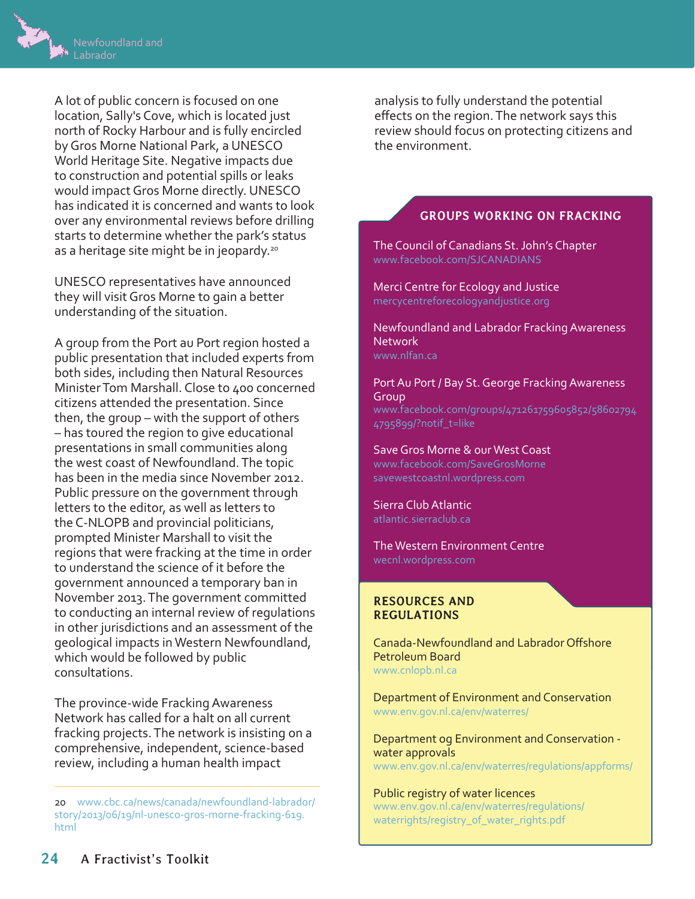A lot of public concern is focused on one location, Sally's Cove, which is located just north of Rocky Harbour and is fully encircled by Gros Morne National Park, a UNESCO World Heritage Site. Negative impacts due to construction and potential spills or leaks would impact Gros Morne directly. UNESCO has indicated it is concerned and wants to look over any environmental reviews before drilling starts to determine whether the park's status as a heritage site might be in jeopardy.[20]

UNESCO representatives have announced they will visit Gros Morne to gain a better understanding of the situation.

A group from the Port au Port region hosted a public presentation that included experts from both sides, including then Natural Resources Minister Tom Marshall. Close to 400 concerned citizens attended the presentation. Since then, the group – with the support of others – has toured the region to give educational presentations in small communities along the west coast of Newfoundland. The topic has been in the media since November 2012. Public pressure on the government through letters to the editor, as well as letters to the C-NLOPB and provincial politicians, prompted Minister Marshall to visit the regions that were fracking at the time in order to understand the science of it before the government announced a temporary ban in November 2013. The government committed to conducting an internal review of regulations in other jurisdictions and an assessment of the geological impacts in Western Newfoundland, which would be followed by public consultations.

The province-wide Fracking Awareness Network has called for a halt on all current fracking projects. The network is insisting on a comprehensive, independent, science-based review, including a human health impact analysis to fully understand the potential effects on the region. The network says this review should focus on protecting citizens and the environment.

20 www.cbc.ca/news/canada/newfoundland-labrador/story/2013/06/19/nl-unesco-gros-morne-fracking-619.html

## GROUPS WORKING ON FRACKING

The Council of Canadians St. John's Chapter
www.facebook.com/SJCANADIANS

Merci Centre for Ecology and Justice
mercycentreforecologyandjustice.org

Newfoundland and Labrador Fracking Awareness Network
www.nlfan.ca

Port Au Port / Bay St. George Fracking Awareness Group
www.facebook.com/groups/471261759605852/586027944795899/?notif_t=like

Save Gros Morne & our West Coast
www.facebook.com/SaveGrosMorne
savewestcoastnl.wordpress.com

Sierra Club Atlantic
atlantic.sierraclub.ca

The Western Environment Centre
wecnl.wordpress.com

## RESOURCES AND REGULATIONS

Canada-Newfoundland and Labrador Offshore Petroleum Board
www.cnlopb.nl.ca

Department of Environment and Conservation
www.env.gov.nl.ca/env/waterres/

Department og Environment and Conservation - water approvals
www.env.gov.nl.ca/env/waterres/regulations/appforms/

Public registry of water licences
www.env.gov.nl.ca/env/waterres/regulations/waterrights/registry_of_water_rights.pdf